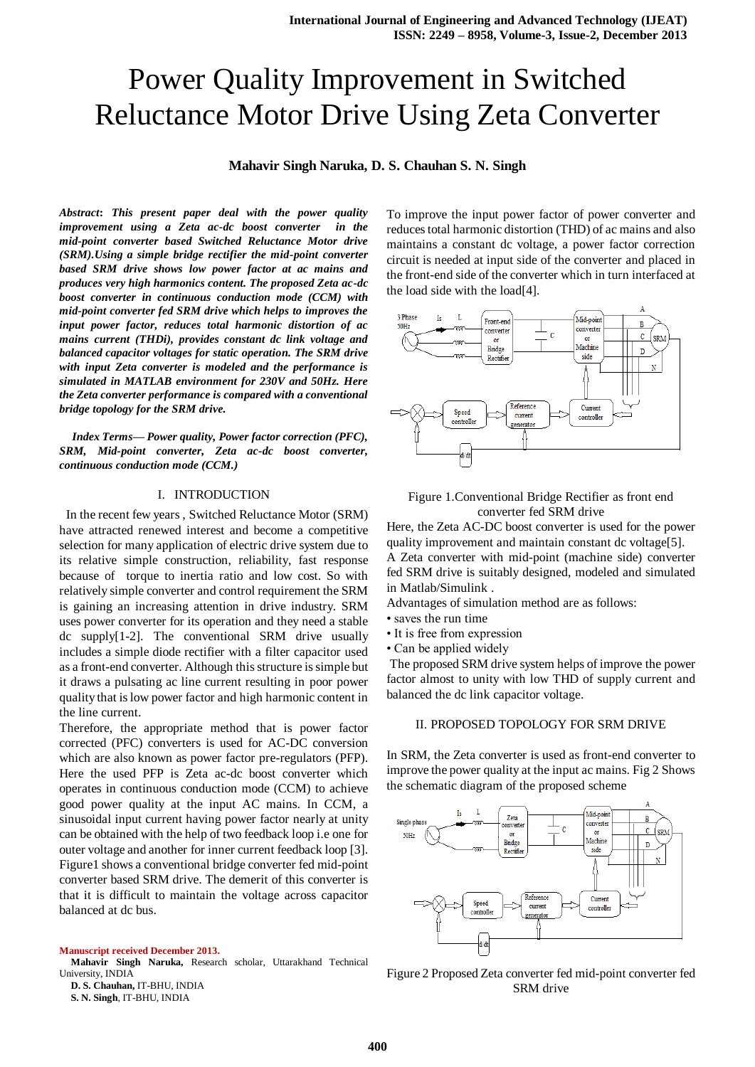# Power Quality Improvement in Switched Reluctance Motor Drive Using Zeta Converter

**Mahavir Singh Naruka, D. S. Chauhan S. N. Singh**

***Abstract*: *This present paper deal with the power quality improvement using a Zeta ac-dc boost converter in the mid-point converter based Switched Reluctance Motor drive (SRM).Using a simple bridge rectifier the mid-point converter based SRM drive shows low power factor at ac mains and produces very high harmonics content. The proposed Zeta ac-dc boost converter in continuous conduction mode (CCM) with mid-point converter fed SRM drive which helps to improves the input power factor, reduces total harmonic distortion of ac mains current (THDi), provides constant dc link voltage and balanced capacitor voltages for static operation. The SRM drive with input Zeta converter is modeled and the performance is simulated in MATLAB environment for 230V and 50Hz. Here the Zeta converter performance is compared with a conventional bridge topology for the SRM drive.***

***Index Terms— Power quality, Power factor correction (PFC), SRM, Mid-point converter, Zeta ac-dc boost converter, continuous conduction mode (CCM.)***

## I. INTRODUCTION

In the recent few years , Switched Reluctance Motor (SRM) have attracted renewed interest and become a competitive selection for many application of electric drive system due to its relative simple construction, reliability, fast response because of torque to inertia ratio and low cost. So with relatively simple converter and control requirement the SRM is gaining an increasing attention in drive industry. SRM uses power converter for its operation and they need a stable dc supply[1-2]. The conventional SRM drive usually includes a simple diode rectifier with a filter capacitor used as a front-end converter. Although this structure is simple but it draws a pulsating ac line current resulting in poor power quality that is low power factor and high harmonic content in the line current.

Therefore, the appropriate method that is power factor corrected (PFC) converters is used for AC-DC conversion which are also known as power factor pre-regulators (PFP). Here the used PFP is Zeta ac-dc boost converter which operates in continuous conduction mode (CCM) to achieve good power quality at the input AC mains. In CCM, a sinusoidal input current having power factor nearly at unity can be obtained with the help of two feedback loop i.e one for outer voltage and another for inner current feedback loop [3]. Figure1 shows a conventional bridge converter fed mid-point converter based SRM drive. The demerit of this converter is that it is difficult to maintain the voltage across capacitor balanced at dc bus.

**Manuscript received December 2013.**

**Mahavir Singh Naruka,** Research scholar, Uttarakhand Technical University, INDIA

**D. S. Chauhan,** IT-BHU, INDIA

**S. N. Singh**, IT-BHU, INDIA

To improve the input power factor of power converter and reduces total harmonic distortion (THD) of ac mains and also maintains a constant dc voltage, a power factor correction circuit is needed at input side of the converter and placed in the front-end side of the converter which in turn interfaced at the load side with the load[4].

Figure 1.Conventional Bridge Rectifier as front end converter fed SRM drive

Here, the Zeta AC-DC boost converter is used for the power quality improvement and maintain constant dc voltage[5].

A Zeta converter with mid-point (machine side) converter fed SRM drive is suitably designed, modeled and simulated in Matlab/Simulink .

Advantages of simulation method are as follows:

- saves the run time
- It is free from expression
- Can be applied widely

The proposed SRM drive system helps of improve the power factor almost to unity with low THD of supply current and balanced the dc link capacitor voltage.

## II. PROPOSED TOPOLOGY FOR SRM DRIVE

In SRM, the Zeta converter is used as front-end converter to improve the power quality at the input ac mains. Fig 2 Shows the schematic diagram of the proposed scheme

Figure 2 Proposed Zeta converter fed mid-point converter fed SRM drive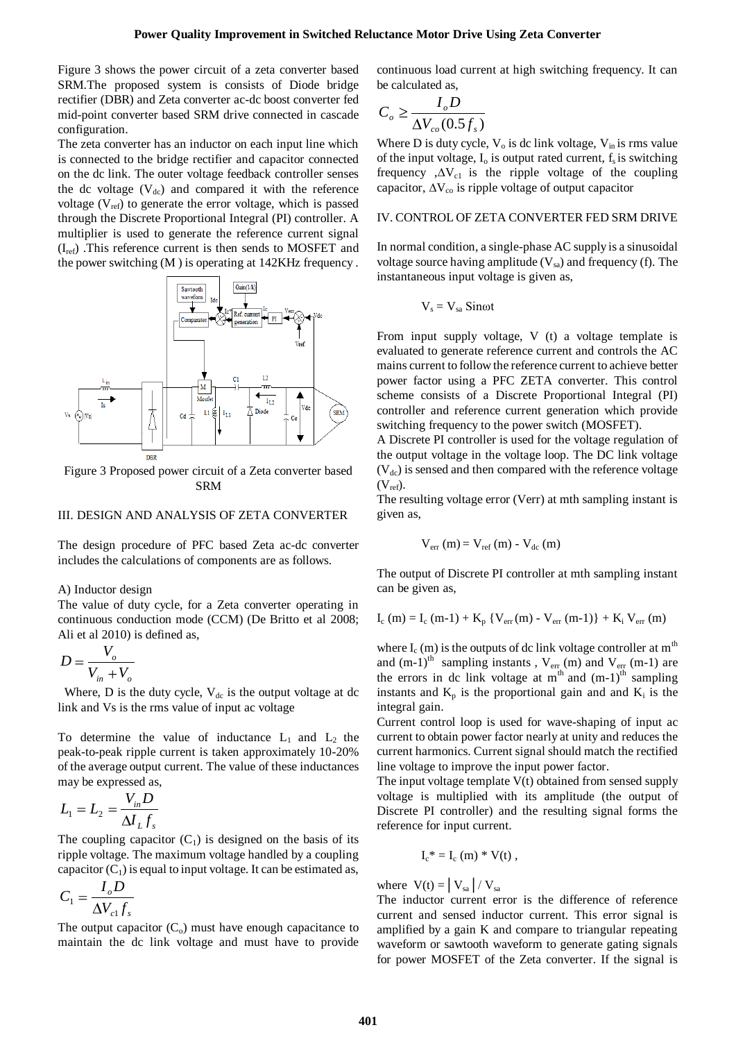Figure 3 shows the power circuit of a zeta converter based SRM.The proposed system is consists of Diode bridge rectifier (DBR) and Zeta converter ac-dc boost converter fed mid-point converter based SRM drive connected in cascade configuration.

The zeta converter has an inductor on each input line which is connected to the bridge rectifier and capacitor connected on the dc link. The outer voltage feedback controller senses the dc voltage ($V_{dc}$) and compared it with the reference voltage ($V_{ref}$) to generate the error voltage, which is passed through the Discrete Proportional Integral (PI) controller. A multiplier is used to generate the reference current signal ($I_{ref}$) .This reference current is then sends to MOSFET and the power switching (M ) is operating at 142KHz frequency .

Figure 3 Proposed power circuit of a Zeta converter based SRM

## III. DESIGN AND ANALYSIS OF ZETA CONVERTER

The design procedure of PFC based Zeta ac-dc converter includes the calculations of components are as follows.

### A) Inductor design

The value of duty cycle, for a Zeta converter operating in continuous conduction mode (CCM) (De Britto et al 2008; Ali et al 2010) is defined as,

$$D = \frac{V_o}{V_{in} + V_o}$$

Where, D is the duty cycle, $V_{dc}$ is the output voltage at dc link and Vs is the rms value of input ac voltage

To determine the value of inductance $L_1$ and $L_2$ the peak-to-peak ripple current is taken approximately 10-20% of the average output current. The value of these inductances may be expressed as,

$$L_1 = L_2 = \frac{V_{in} D}{\Delta I_L f_s}$$

The coupling capacitor ($C_1$) is designed on the basis of its ripple voltage. The maximum voltage handled by a coupling capacitor ($C_1$) is equal to input voltage. It can be estimated as,

$$C_1 = \frac{I_o D}{\Delta V_{c1} f_s}$$

The output capacitor ($C_o$) must have enough capacitance to maintain the dc link voltage and must have to provide continuous load current at high switching frequency. It can be calculated as,

$$C_o \geq \frac{I_o D}{\Delta V_{co}(0.5 f_s)}$$

Where D is duty cycle, $V_o$ is dc link voltage, $V_{in}$ is rms value of the input voltage, $I_o$ is output rated current, $f_s$ is switching frequency ,$\Delta V_{c1}$ is the ripple voltage of the coupling capacitor, $\Delta V_{co}$ is ripple voltage of output capacitor

## IV. CONTROL OF ZETA CONVERTER FED SRM DRIVE

In normal condition, a single-phase AC supply is a sinusoidal voltage source having amplitude ($V_{sa}$) and frequency (f). The instantaneous input voltage is given as,

$$V_s = V_{sa} \sin\omega t$$

From input supply voltage, V (t) a voltage template is evaluated to generate reference current and controls the AC mains current to follow the reference current to achieve better power factor using a PFC ZETA converter. This control scheme consists of a Discrete Proportional Integral (PI) controller and reference current generation which provide switching frequency to the power switch (MOSFET).

A Discrete PI controller is used for the voltage regulation of the output voltage in the voltage loop. The DC link voltage ($V_{dc}$) is sensed and then compared with the reference voltage ($V_{ref}$).

The resulting voltage error (Verr) at mth sampling instant is given as,

$$V_{err}(m) = V_{ref}(m) - V_{dc}(m)$$

The output of Discrete PI controller at mth sampling instant can be given as,

$$I_c(m) = I_c(m\text{-}1) + K_p \{V_{err}(m) - V_{err}(m\text{-}1)\} + K_i V_{err}(m)$$

where $I_c$ (m) is the outputs of dc link voltage controller at $m^{th}$ and $(m\text{-}1)^{th}$ sampling instants , $V_{err}$ (m) and $V_{err}$ (m-1) are the errors in dc link voltage at $m^{th}$ and $(m\text{-}1)^{th}$ sampling instants and $K_p$ is the proportional gain and and $K_i$ is the integral gain.

Current control loop is used for wave-shaping of input ac current to obtain power factor nearly at unity and reduces the current harmonics. Current signal should match the rectified line voltage to improve the input power factor.

The input voltage template V(t) obtained from sensed supply voltage is multiplied with its amplitude (the output of Discrete PI controller) and the resulting signal forms the reference for input current.

$$I_c^* = I_c(m) * V(t) ,$$

where $V(t) = |V_{sa}| / V_{sa}$

The inductor current error is the difference of reference current and sensed inductor current. This error signal is amplified by a gain K and compare to triangular repeating waveform or sawtooth waveform to generate gating signals for power MOSFET of the Zeta converter. If the signal is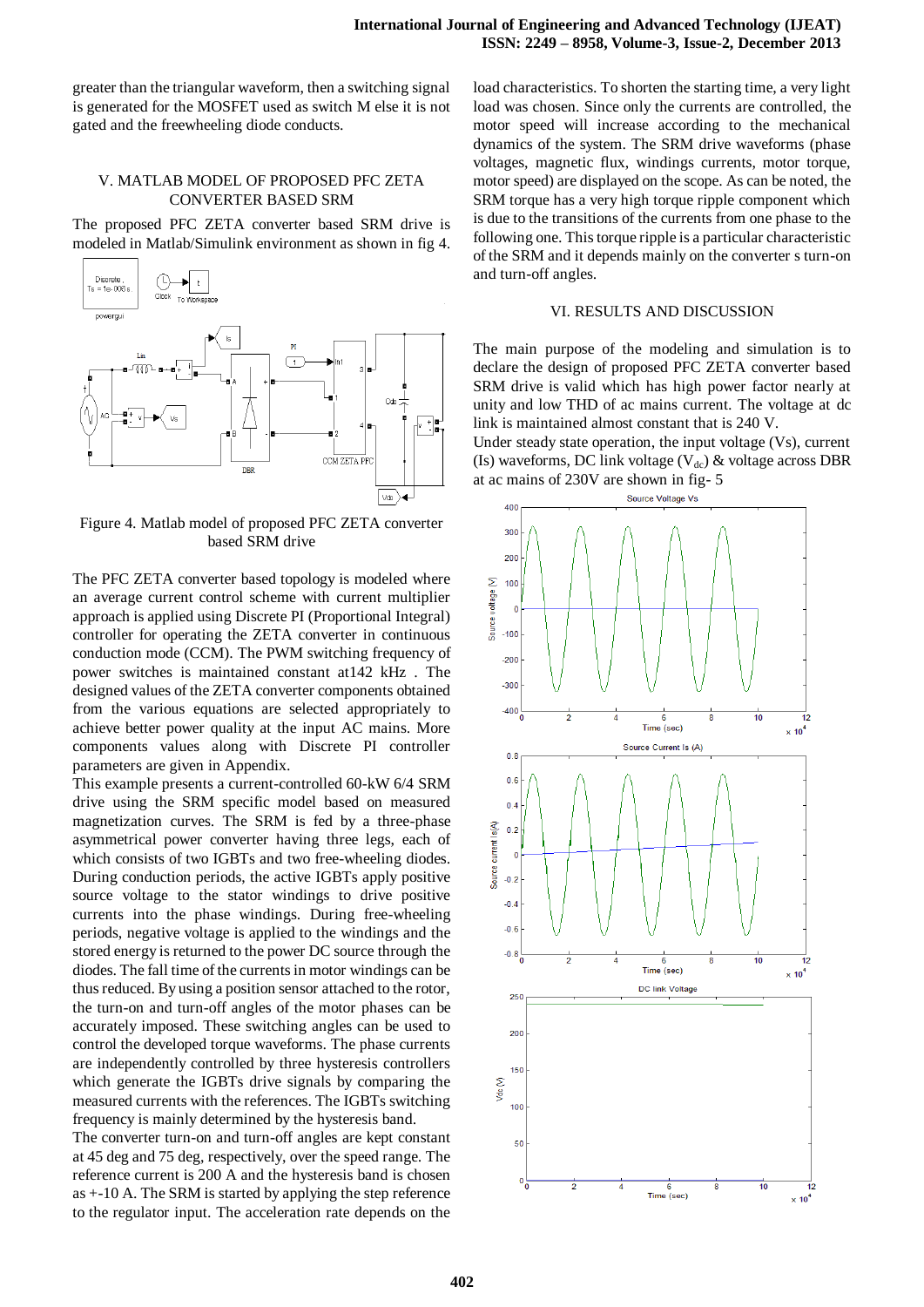greater than the triangular waveform, then a switching signal is generated for the MOSFET used as switch M else it is not gated and the freewheeling diode conducts.

## V. MATLAB MODEL OF PROPOSED PFC ZETA CONVERTER BASED SRM

The proposed PFC ZETA converter based SRM drive is modeled in Matlab/Simulink environment as shown in fig 4.

Figure 4. Matlab model of proposed PFC ZETA converter based SRM drive

The PFC ZETA converter based topology is modeled where an average current control scheme with current multiplier approach is applied using Discrete PI (Proportional Integral) controller for operating the ZETA converter in continuous conduction mode (CCM). The PWM switching frequency of power switches is maintained constant at142 kHz . The designed values of the ZETA converter components obtained from the various equations are selected appropriately to achieve better power quality at the input AC mains. More components values along with Discrete PI controller parameters are given in Appendix.

This example presents a current-controlled 60-kW 6/4 SRM drive using the SRM specific model based on measured magnetization curves. The SRM is fed by a three-phase asymmetrical power converter having three legs, each of which consists of two IGBTs and two free-wheeling diodes. During conduction periods, the active IGBTs apply positive source voltage to the stator windings to drive positive currents into the phase windings. During free-wheeling periods, negative voltage is applied to the windings and the stored energy is returned to the power DC source through the diodes. The fall time of the currents in motor windings can be thus reduced. By using a position sensor attached to the rotor, the turn-on and turn-off angles of the motor phases can be accurately imposed. These switching angles can be used to control the developed torque waveforms. The phase currents are independently controlled by three hysteresis controllers which generate the IGBTs drive signals by comparing the measured currents with the references. The IGBTs switching frequency is mainly determined by the hysteresis band.

The converter turn-on and turn-off angles are kept constant at 45 deg and 75 deg, respectively, over the speed range. The reference current is 200 A and the hysteresis band is chosen as +-10 A. The SRM is started by applying the step reference to the regulator input. The acceleration rate depends on the load characteristics. To shorten the starting time, a very light load was chosen. Since only the currents are controlled, the motor speed will increase according to the mechanical dynamics of the system. The SRM drive waveforms (phase voltages, magnetic flux, windings currents, motor torque, motor speed) are displayed on the scope. As can be noted, the SRM torque has a very high torque ripple component which is due to the transitions of the currents from one phase to the following one. This torque ripple is a particular characteristic of the SRM and it depends mainly on the converter s turn-on and turn-off angles.

## VI. RESULTS AND DISCUSSION

The main purpose of the modeling and simulation is to declare the design of proposed PFC ZETA converter based SRM drive is valid which has high power factor nearly at unity and low THD of ac mains current. The voltage at dc link is maintained almost constant that is 240 V.

Under steady state operation, the input voltage (Vs), current (Is) waveforms, DC link voltage ($V_{dc}$) & voltage across DBR at ac mains of 230V are shown in fig- 5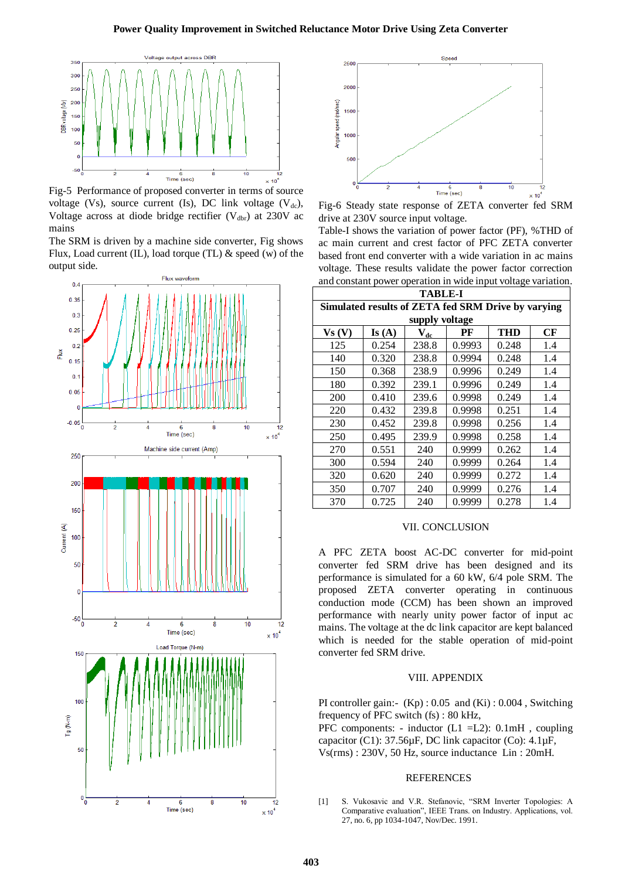Fig-5 Performance of proposed converter in terms of source voltage (Vs), source current (Is), DC link voltage ($V_{dc}$), Voltage across at diode bridge rectifier ($V_{dbr}$) at 230V ac mains

The SRM is driven by a machine side converter, Fig shows Flux, Load current (IL), load torque (TL) & speed (w) of the output side.

Fig-6 Steady state response of ZETA converter fed SRM drive at 230V source input voltage.

Table-I shows the variation of power factor (PF), %THD of ac main current and crest factor of PFC ZETA converter based front end converter with a wide variation in ac mains voltage. These results validate the power factor correction and constant power operation in wide input voltage variation.

**TABLE-I**

**Simulated results of ZETA fed SRM Drive by varying supply voltage**

| Vs (V) | Is (A) | $V_{dc}$ | PF | THD | CF |
|---|---|---|---|---|---|
| 125 | 0.254 | 238.8 | 0.9993 | 0.248 | 1.4 |
| 140 | 0.320 | 238.8 | 0.9994 | 0.248 | 1.4 |
| 150 | 0.368 | 238.9 | 0.9996 | 0.249 | 1.4 |
| 180 | 0.392 | 239.1 | 0.9996 | 0.249 | 1.4 |
| 200 | 0.410 | 239.6 | 0.9998 | 0.249 | 1.4 |
| 220 | 0.432 | 239.8 | 0.9998 | 0.251 | 1.4 |
| 230 | 0.452 | 239.8 | 0.9998 | 0.256 | 1.4 |
| 250 | 0.495 | 239.9 | 0.9998 | 0.258 | 1.4 |
| 270 | 0.551 | 240 | 0.9999 | 0.262 | 1.4 |
| 300 | 0.594 | 240 | 0.9999 | 0.264 | 1.4 |
| 320 | 0.620 | 240 | 0.9999 | 0.272 | 1.4 |
| 350 | 0.707 | 240 | 0.9999 | 0.276 | 1.4 |
| 370 | 0.725 | 240 | 0.9999 | 0.278 | 1.4 |

## VII. CONCLUSION

A PFC ZETA boost AC-DC converter for mid-point converter fed SRM drive has been designed and its performance is simulated for a 60 kW, 6/4 pole SRM. The proposed ZETA converter operating in continuous conduction mode (CCM) has been shown an improved performance with nearly unity power factor of input ac mains. The voltage at the dc link capacitor are kept balanced which is needed for the stable operation of mid-point converter fed SRM drive.

## VIII. APPENDIX

PI controller gain:- (Kp) : 0.05 and (Ki) : 0.004 , Switching frequency of PFC switch (fs) : 80 kHz,
PFC components: - inductor (L1 =L2): 0.1mH , coupling capacitor (C1): 37.56μF, DC link capacitor (Co): 4.1μF, Vs(rms) : 230V, 50 Hz, source inductance Lin : 20mH.

## REFERENCES

[1] S. Vukosavic and V.R. Stefanovic, “SRM Inverter Topologies: A Comparative evaluation”, IEEE Trans. on Industry. Applications, vol. 27, no. 6, pp 1034-1047, Nov/Dec. 1991.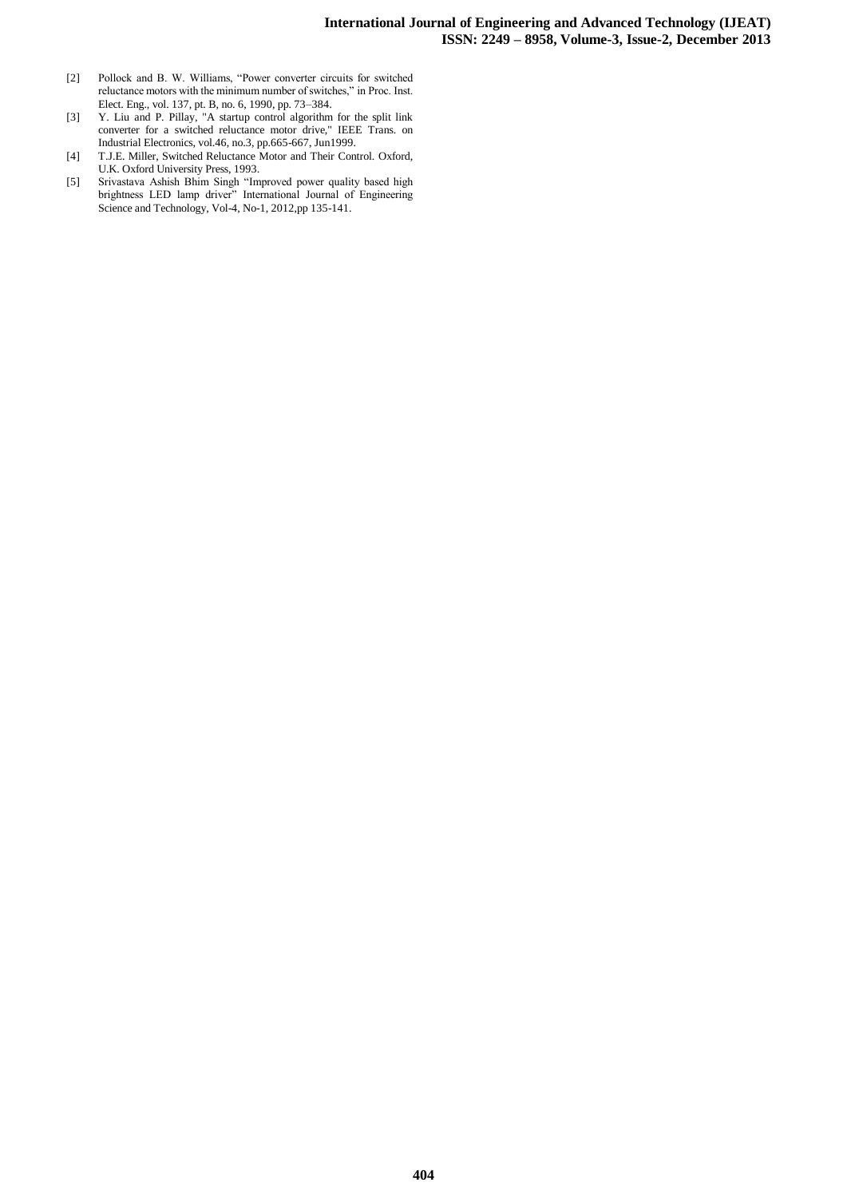[2] Pollock and B. W. Williams, "Power converter circuits for switched reluctance motors with the minimum number of switches," in Proc. Inst. Elect. Eng., vol. 137, pt. B, no. 6, 1990, pp. 73–384.

[3] Y. Liu and P. Pillay, "A startup control algorithm for the split link converter for a switched reluctance motor drive," IEEE Trans. on Industrial Electronics, vol.46, no.3, pp.665-667, Jun1999.

[4] T.J.E. Miller, Switched Reluctance Motor and Their Control. Oxford, U.K. Oxford University Press, 1993.

[5] Srivastava Ashish Bhim Singh "Improved power quality based high brightness LED lamp driver" International Journal of Engineering Science and Technology, Vol-4, No-1, 2012,pp 135-141.